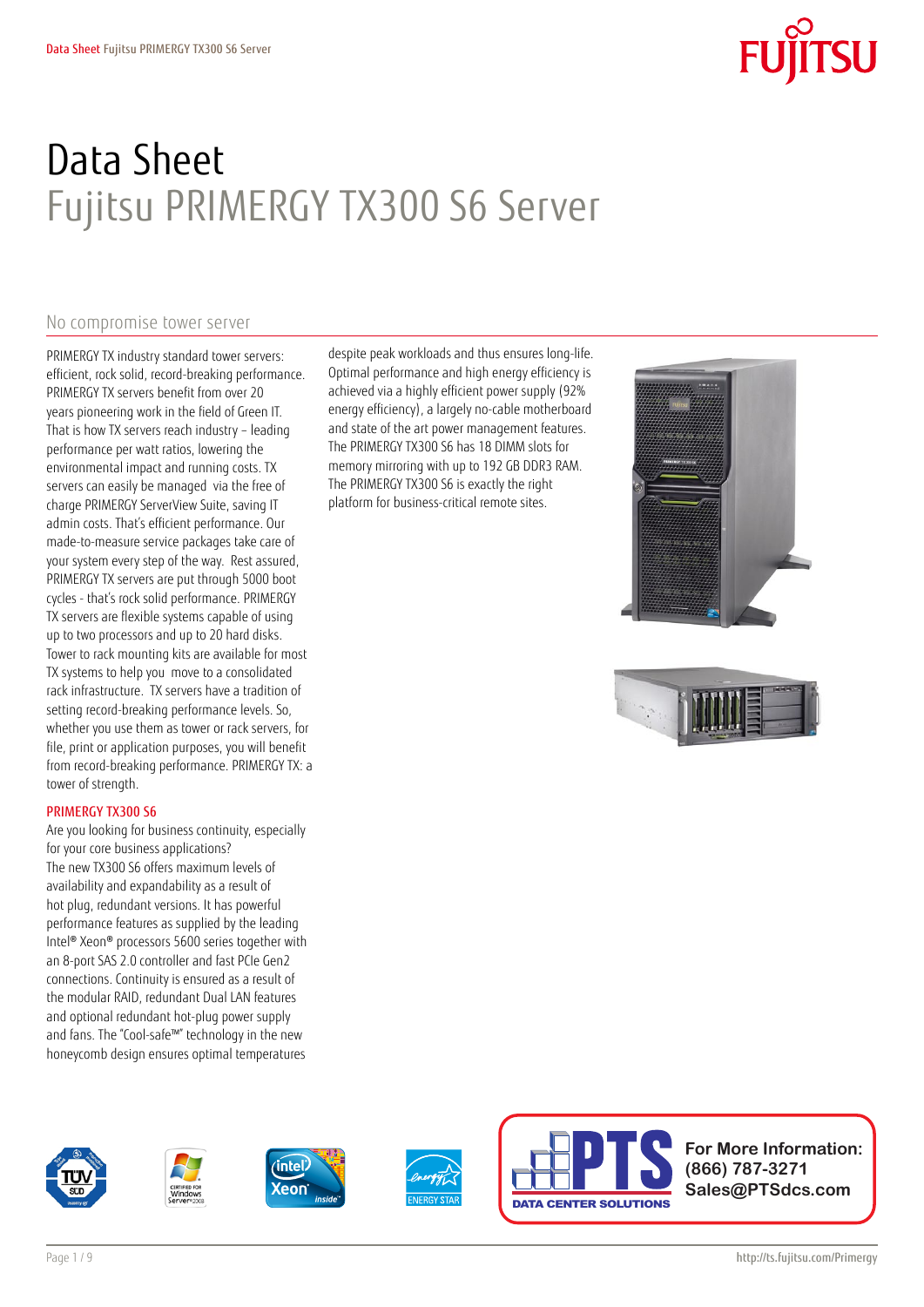# Data Sheet
## Fujitsu PRIMERGY TX300 S6 Server

### No compromise tower server

PRIMERGY TX industry standard tower servers: efficient, rock solid, record-breaking performance. PRIMERGY TX servers benefit from over 20 years pioneering work in the field of Green IT. That is how TX servers reach industry – leading performance per watt ratios, lowering the environmental impact and running costs. TX servers can easily be managed via the free of charge PRIMERGY ServerView Suite, saving IT admin costs. That's efficient performance. Our made-to-measure service packages take care of your system every step of the way. Rest assured, PRIMERGY TX servers are put through 5000 boot cycles - that's rock solid performance. PRIMERGY TX servers are flexible systems capable of using up to two processors and up to 20 hard disks. Tower to rack mounting kits are available for most TX systems to help you move to a consolidated rack infrastructure. TX servers have a tradition of setting record-breaking performance levels. So, whether you use them as tower or rack servers, for file, print or application purposes, you will benefit from record-breaking performance. PRIMERGY TX: a tower of strength.

#### PRIMERGY TX300 S6

Are you looking for business continuity, especially for your core business applications?
The new TX300 S6 offers maximum levels of availability and expandability as a result of hot plug, redundant versions. It has powerful performance features as supplied by the leading Intel® Xeon® processors 5600 series together with an 8-port SAS 2.0 controller and fast PCIe Gen2 connections. Continuity is ensured as a result of the modular RAID, redundant Dual LAN features and optional redundant hot-plug power supply and fans. The "Cool-safe™" technology in the new honeycomb design ensures optimal temperatures despite peak workloads and thus ensures long-life. Optimal performance and high energy efficiency is achieved via a highly efficient power supply (92% energy efficiency), a largely no-cable motherboard and state of the art power management features. The PRIMERGY TX300 S6 has 18 DIMM slots for memory mirroring with up to 192 GB DDR3 RAM. The PRIMERGY TX300 S6 is exactly the right platform for business-critical remote sites.

**For More Information:**
**(866) 787-3271**
**Sales@PTSdcs.com**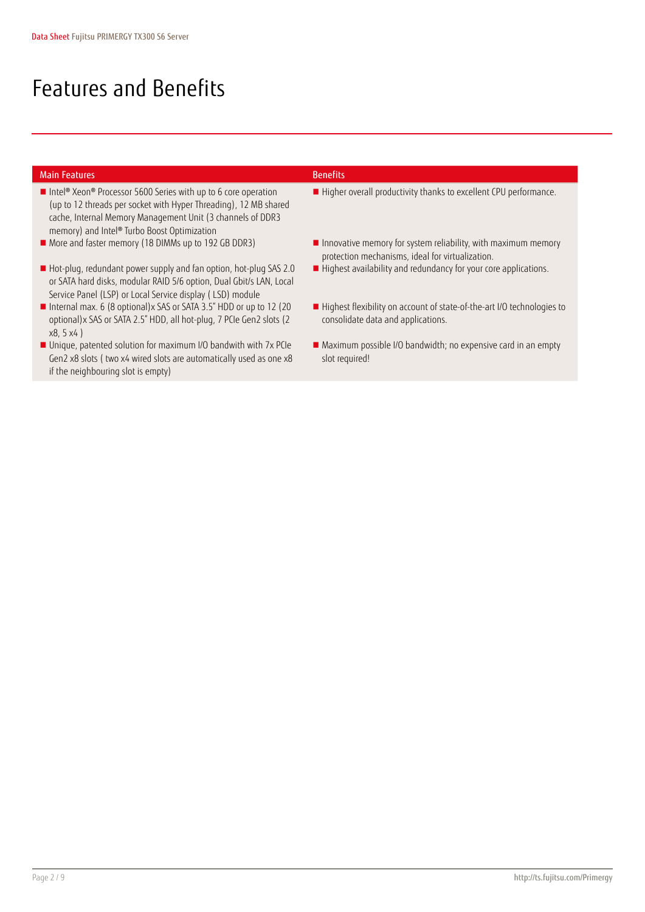# Features and Benefits

| Main Features | Benefits |
| --- | --- |
| Intel® Xeon® Processor 5600 Series with up to 6 core operation (up to 12 threads per socket with Hyper Threading), 12 MB shared cache, Internal Memory Management Unit (3 channels of DDR3 memory) and Intel® Turbo Boost Optimization | Higher overall productivity thanks to excellent CPU performance. |
| More and faster memory (18 DIMMs up to 192 GB DDR3) | Innovative memory for system reliability, with maximum memory protection mechanisms, ideal for virtualization. |
| Hot-plug, redundant power supply and fan option, hot-plug SAS 2.0 or SATA hard disks, modular RAID 5/6 option, Dual Gbit/s LAN, Local Service Panel (LSP) or Local Service display ( LSD) module | Highest availability and redundancy for your core applications. |
| Internal max. 6 (8 optional)x SAS or SATA 3.5" HDD or up to 12 (20 optional)x SAS or SATA 2.5" HDD, all hot-plug, 7 PCIe Gen2 slots (2 x8, 5 x4 ) | Highest flexibility on account of state-of-the-art I/O technologies to consolidate data and applications. |
| Unique, patented solution for maximum I/O bandwith with 7x PCIe Gen2 x8 slots ( two x4 wired slots are automatically used as one x8 if the neighbouring slot is empty) | Maximum possible I/O bandwidth; no expensive card in an empty slot required! |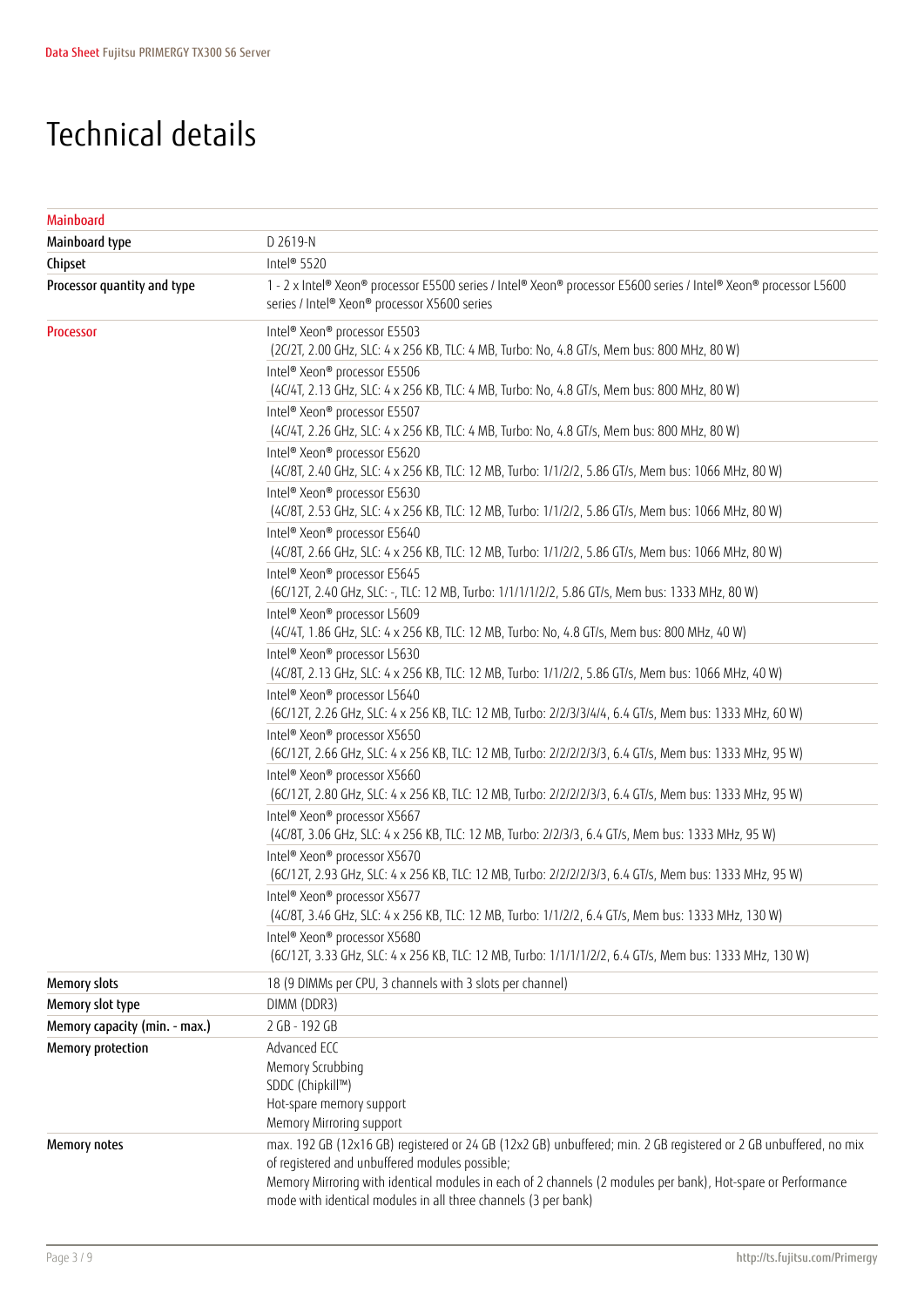# Technical details

| Mainboard | |
|---|---|
| Mainboard type | D 2619-N |
| Chipset | Intel® 5520 |
| Processor quantity and type | 1 - 2 x Intel® Xeon® processor E5500 series / Intel® Xeon® processor E5600 series / Intel® Xeon® processor L5600 series / Intel® Xeon® processor X5600 series |
| Processor | Intel® Xeon® processor E5503<br>(2C/2T, 2.00 GHz, SLC: 4 x 256 KB, TLC: 4 MB, Turbo: No, 4.8 GT/s, Mem bus: 800 MHz, 80 W) |
| | Intel® Xeon® processor E5506<br>(4C/4T, 2.13 GHz, SLC: 4 x 256 KB, TLC: 4 MB, Turbo: No, 4.8 GT/s, Mem bus: 800 MHz, 80 W) |
| | Intel® Xeon® processor E5507<br>(4C/4T, 2.26 GHz, SLC: 4 x 256 KB, TLC: 4 MB, Turbo: No, 4.8 GT/s, Mem bus: 800 MHz, 80 W) |
| | Intel® Xeon® processor E5620<br>(4C/8T, 2.40 GHz, SLC: 4 x 256 KB, TLC: 12 MB, Turbo: 1/1/2/2, 5.86 GT/s, Mem bus: 1066 MHz, 80 W) |
| | Intel® Xeon® processor E5630<br>(4C/8T, 2.53 GHz, SLC: 4 x 256 KB, TLC: 12 MB, Turbo: 1/1/2/2, 5.86 GT/s, Mem bus: 1066 MHz, 80 W) |
| | Intel® Xeon® processor E5640<br>(4C/8T, 2.66 GHz, SLC: 4 x 256 KB, TLC: 12 MB, Turbo: 1/1/2/2, 5.86 GT/s, Mem bus: 1066 MHz, 80 W) |
| | Intel® Xeon® processor E5645<br>(6C/12T, 2.40 GHz, SLC: -, TLC: 12 MB, Turbo: 1/1/1/1/2/2, 5.86 GT/s, Mem bus: 1333 MHz, 80 W) |
| | Intel® Xeon® processor L5609<br>(4C/4T, 1.86 GHz, SLC: 4 x 256 KB, TLC: 12 MB, Turbo: No, 4.8 GT/s, Mem bus: 800 MHz, 40 W) |
| | Intel® Xeon® processor L5630<br>(4C/8T, 2.13 GHz, SLC: 4 x 256 KB, TLC: 12 MB, Turbo: 1/1/2/2, 5.86 GT/s, Mem bus: 1066 MHz, 40 W) |
| | Intel® Xeon® processor L5640<br>(6C/12T, 2.26 GHz, SLC: 4 x 256 KB, TLC: 12 MB, Turbo: 2/2/3/3/4/4, 6.4 GT/s, Mem bus: 1333 MHz, 60 W) |
| | Intel® Xeon® processor X5650<br>(6C/12T, 2.66 GHz, SLC: 4 x 256 KB, TLC: 12 MB, Turbo: 2/2/2/2/3/3, 6.4 GT/s, Mem bus: 1333 MHz, 95 W) |
| | Intel® Xeon® processor X5660<br>(6C/12T, 2.80 GHz, SLC: 4 x 256 KB, TLC: 12 MB, Turbo: 2/2/2/2/3/3, 6.4 GT/s, Mem bus: 1333 MHz, 95 W) |
| | Intel® Xeon® processor X5667<br>(4C/8T, 3.06 GHz, SLC: 4 x 256 KB, TLC: 12 MB, Turbo: 2/2/3/3, 6.4 GT/s, Mem bus: 1333 MHz, 95 W) |
| | Intel® Xeon® processor X5670<br>(6C/12T, 2.93 GHz, SLC: 4 x 256 KB, TLC: 12 MB, Turbo: 2/2/2/2/3/3, 6.4 GT/s, Mem bus: 1333 MHz, 95 W) |
| | Intel® Xeon® processor X5677<br>(4C/8T, 3.46 GHz, SLC: 4 x 256 KB, TLC: 12 MB, Turbo: 1/1/2/2, 6.4 GT/s, Mem bus: 1333 MHz, 130 W) |
| | Intel® Xeon® processor X5680<br>(6C/12T, 3.33 GHz, SLC: 4 x 256 KB, TLC: 12 MB, Turbo: 1/1/1/1/2/2, 6.4 GT/s, Mem bus: 1333 MHz, 130 W) |
| Memory slots | 18 (9 DIMMs per CPU, 3 channels with 3 slots per channel) |
| Memory slot type | DIMM (DDR3) |
| Memory capacity (min. - max.) | 2 GB - 192 GB |
| Memory protection | Advanced ECC<br>Memory Scrubbing<br>SDDC (Chipkill™)<br>Hot-spare memory support<br>Memory Mirroring support |
| Memory notes | max. 192 GB (12x16 GB) registered or 24 GB (12x2 GB) unbuffered; min. 2 GB registered or 2 GB unbuffered, no mix of registered and unbuffered modules possible;<br>Memory Mirroring with identical modules in each of 2 channels (2 modules per bank), Hot-spare or Performance mode with identical modules in all three channels (3 per bank) |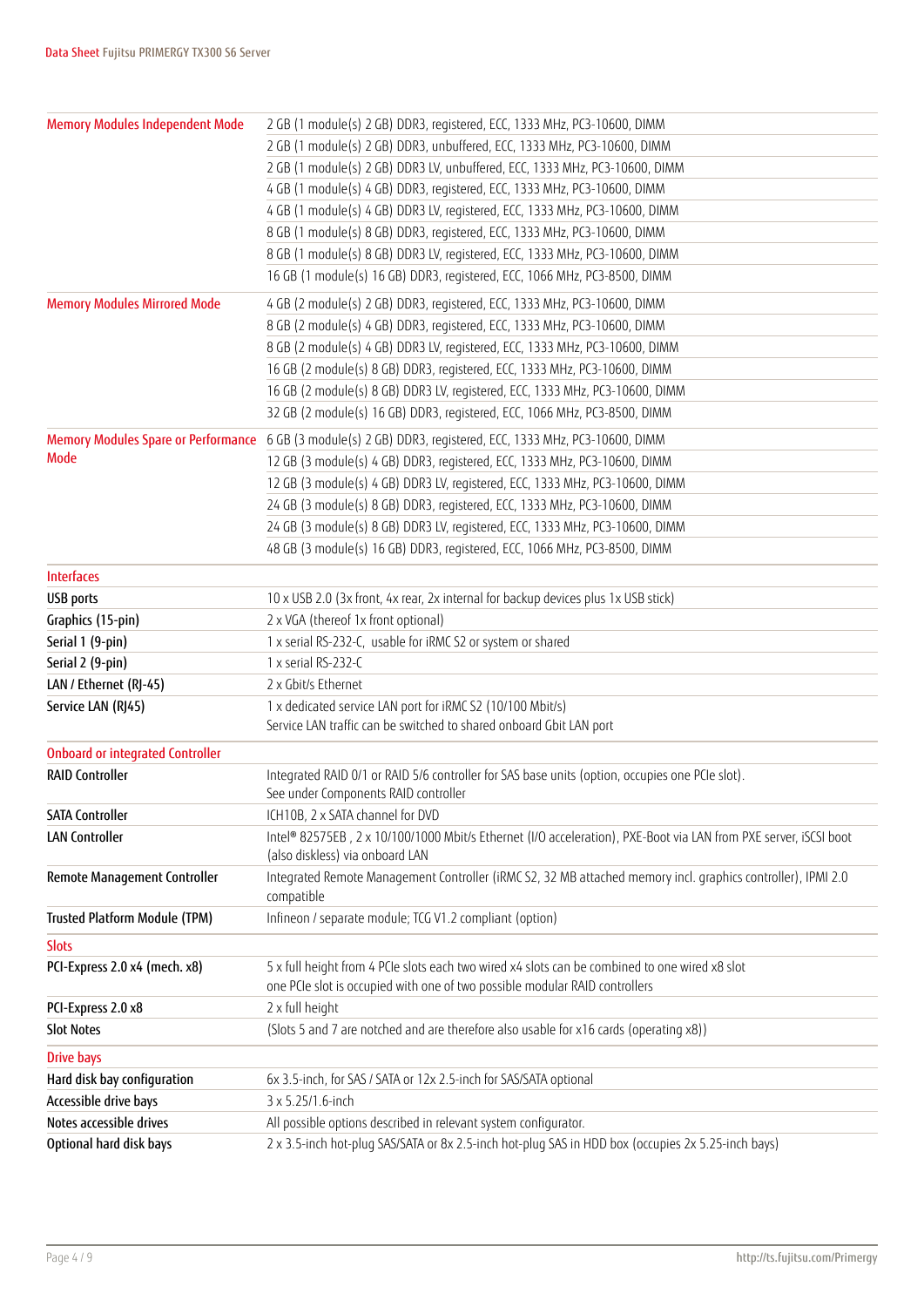| | |
|---|---|
| **Memory Modules Independent Mode** | 2 GB (1 module(s) 2 GB) DDR3, registered, ECC, 1333 MHz, PC3-10600, DIMM |
| | 2 GB (1 module(s) 2 GB) DDR3, unbuffered, ECC, 1333 MHz, PC3-10600, DIMM |
| | 2 GB (1 module(s) 2 GB) DDR3 LV, unbuffered, ECC, 1333 MHz, PC3-10600, DIMM |
| | 4 GB (1 module(s) 4 GB) DDR3, registered, ECC, 1333 MHz, PC3-10600, DIMM |
| | 4 GB (1 module(s) 4 GB) DDR3 LV, registered, ECC, 1333 MHz, PC3-10600, DIMM |
| | 8 GB (1 module(s) 8 GB) DDR3, registered, ECC, 1333 MHz, PC3-10600, DIMM |
| | 8 GB (1 module(s) 8 GB) DDR3 LV, registered, ECC, 1333 MHz, PC3-10600, DIMM |
| | 16 GB (1 module(s) 16 GB) DDR3, registered, ECC, 1066 MHz, PC3-8500, DIMM |
| **Memory Modules Mirrored Mode** | 4 GB (2 module(s) 2 GB) DDR3, registered, ECC, 1333 MHz, PC3-10600, DIMM |
| | 8 GB (2 module(s) 4 GB) DDR3, registered, ECC, 1333 MHz, PC3-10600, DIMM |
| | 8 GB (2 module(s) 4 GB) DDR3 LV, registered, ECC, 1333 MHz, PC3-10600, DIMM |
| | 16 GB (2 module(s) 8 GB) DDR3, registered, ECC, 1333 MHz, PC3-10600, DIMM |
| | 16 GB (2 module(s) 8 GB) DDR3 LV, registered, ECC, 1333 MHz, PC3-10600, DIMM |
| | 32 GB (2 module(s) 16 GB) DDR3, registered, ECC, 1066 MHz, PC3-8500, DIMM |
| **Memory Modules Spare or Performance Mode** | 6 GB (3 module(s) 2 GB) DDR3, registered, ECC, 1333 MHz, PC3-10600, DIMM |
| | 12 GB (3 module(s) 4 GB) DDR3, registered, ECC, 1333 MHz, PC3-10600, DIMM |
| | 12 GB (3 module(s) 4 GB) DDR3 LV, registered, ECC, 1333 MHz, PC3-10600, DIMM |
| | 24 GB (3 module(s) 8 GB) DDR3, registered, ECC, 1333 MHz, PC3-10600, DIMM |
| | 24 GB (3 module(s) 8 GB) DDR3 LV, registered, ECC, 1333 MHz, PC3-10600, DIMM |
| | 48 GB (3 module(s) 16 GB) DDR3, registered, ECC, 1066 MHz, PC3-8500, DIMM |

| **Interfaces** | |
|---|---|
| USB ports | 10 x USB 2.0 (3x front, 4x rear, 2x internal for backup devices plus 1x USB stick) |
| Graphics (15-pin) | 2 x VGA (thereof 1x front optional) |
| Serial 1 (9-pin) | 1 x serial RS-232-C, usable for iRMC S2 or system or shared |
| Serial 2 (9-pin) | 1 x serial RS-232-C |
| LAN / Ethernet (RJ-45) | 2 x Gbit/s Ethernet |
| Service LAN (RJ45) | 1 x dedicated service LAN port for iRMC S2 (10/100 Mbit/s)<br>Service LAN traffic can be switched to shared onboard Gbit LAN port |

| **Onboard or integrated Controller** | |
|---|---|
| RAID Controller | Integrated RAID 0/1 or RAID 5/6 controller for SAS base units (option, occupies one PCIe slot).<br>See under Components RAID controller |
| SATA Controller | ICH10B, 2 x SATA channel for DVD |
| LAN Controller | Intel® 82575EB , 2 x 10/100/1000 Mbit/s Ethernet (I/O acceleration), PXE-Boot via LAN from PXE server, iSCSI boot (also diskless) via onboard LAN |
| Remote Management Controller | Integrated Remote Management Controller (iRMC S2, 32 MB attached memory incl. graphics controller), IPMI 2.0 compatible |
| Trusted Platform Module (TPM) | Infineon / separate module; TCG V1.2 compliant (option) |

| **Slots** | |
|---|---|
| PCI-Express 2.0 x4 (mech. x8) | 5 x full height from 4 PCIe slots each two wired x4 slots can be combined to one wired x8 slot<br>one PCIe slot is occupied with one of two possible modular RAID controllers |
| PCI-Express 2.0 x8 | 2 x full height |
| Slot Notes | (Slots 5 and 7 are notched and are therefore also usable for x16 cards (operating x8)) |

| **Drive bays** | |
|---|---|
| Hard disk bay configuration | 6x 3.5-inch, for SAS / SATA or 12x 2.5-inch for SAS/SATA optional |
| Accessible drive bays | 3 x 5.25/1.6-inch |
| Notes accessible drives | All possible options described in relevant system configurator. |
| Optional hard disk bays | 2 x 3.5-inch hot-plug SAS/SATA or 8x 2.5-inch hot-plug SAS in HDD box (occupies 2x 5.25-inch bays) |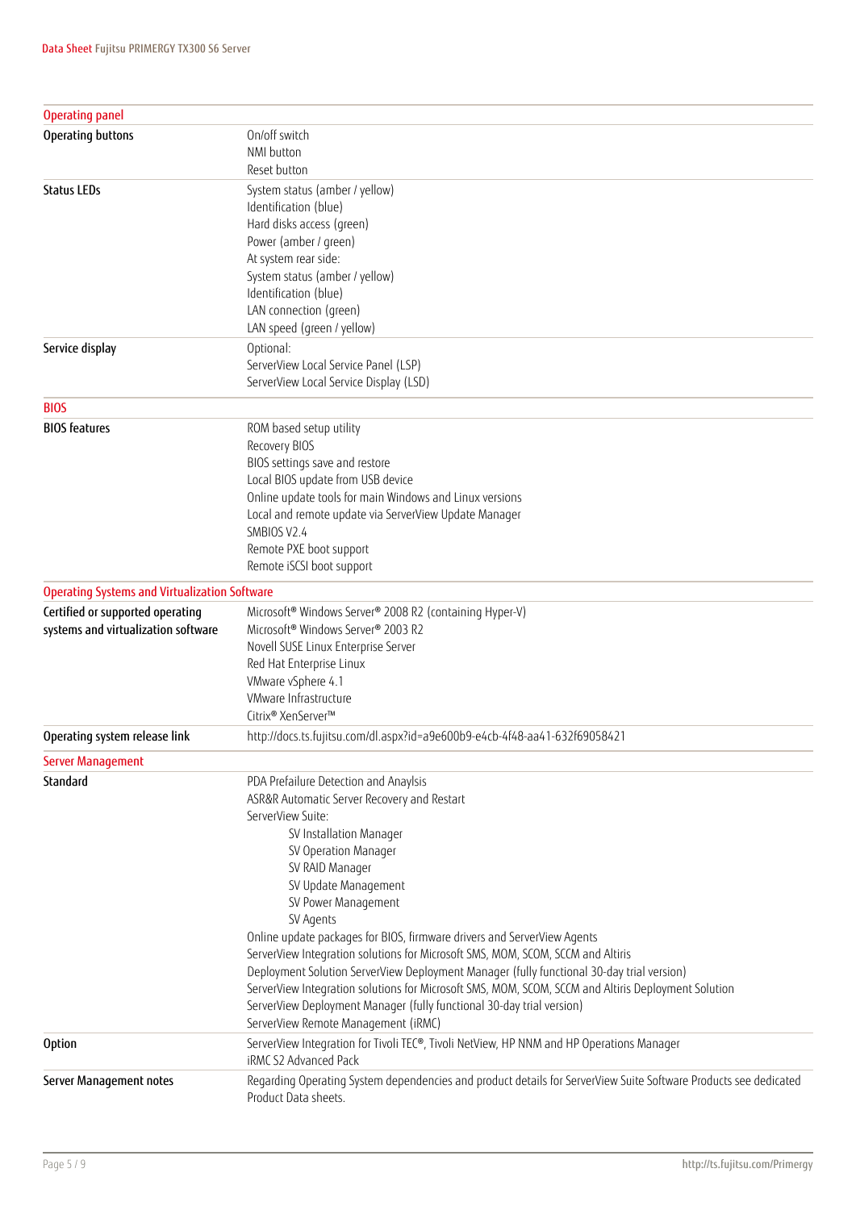## Operating panel

| | |
|---|---|
| **Operating buttons** | On/off switch<br>NMI button<br>Reset button |
| **Status LEDs** | System status (amber / yellow)<br>Identification (blue)<br>Hard disks access (green)<br>Power (amber / green)<br>At system rear side:<br>System status (amber / yellow)<br>Identification (blue)<br>LAN connection (green)<br>LAN speed (green / yellow) |
| **Service display** | Optional:<br>ServerView Local Service Panel (LSP)<br>ServerView Local Service Display (LSD) |

## BIOS

| | |
|---|---|
| **BIOS features** | ROM based setup utility<br>Recovery BIOS<br>BIOS settings save and restore<br>Local BIOS update from USB device<br>Online update tools for main Windows and Linux versions<br>Local and remote update via ServerView Update Manager<br>SMBIOS V2.4<br>Remote PXE boot support<br>Remote iSCSI boot support |

## Operating Systems and Virtualization Software

| | |
|---|---|
| **Certified or supported operating systems and virtualization software** | Microsoft® Windows Server® 2008 R2 (containing Hyper-V)<br>Microsoft® Windows Server® 2003 R2<br>Novell SUSE Linux Enterprise Server<br>Red Hat Enterprise Linux<br>VMware vSphere 4.1<br>VMware Infrastructure<br>Citrix® XenServer™ |
| **Operating system release link** | http://docs.ts.fujitsu.com/dl.aspx?id=a9e600b9-e4cb-4f48-aa41-632f69058421 |

## Server Management

| | |
|---|---|
| **Standard** | PDA Prefailure Detection and Anaylsis<br>ASR&R Automatic Server Recovery and Restart<br>ServerView Suite:<br>&nbsp;&nbsp;&nbsp;&nbsp;SV Installation Manager<br>&nbsp;&nbsp;&nbsp;&nbsp;SV Operation Manager<br>&nbsp;&nbsp;&nbsp;&nbsp;SV RAID Manager<br>&nbsp;&nbsp;&nbsp;&nbsp;SV Update Management<br>&nbsp;&nbsp;&nbsp;&nbsp;SV Power Management<br>&nbsp;&nbsp;&nbsp;&nbsp;SV Agents<br>Online update packages for BIOS, firmware drivers and ServerView Agents<br>ServerView Integration solutions for Microsoft SMS, MOM, SCOM, SCCM and Altiris<br>Deployment Solution ServerView Deployment Manager (fully functional 30-day trial version)<br>ServerView Integration solutions for Microsoft SMS, MOM, SCOM, SCCM and Altiris Deployment Solution<br>ServerView Deployment Manager (fully functional 30-day trial version)<br>ServerView Remote Management (iRMC) |
| **Option** | ServerView Integration for Tivoli TEC®, Tivoli NetView, HP NNM and HP Operations Manager<br>iRMC S2 Advanced Pack |
| **Server Management notes** | Regarding Operating System dependencies and product details for ServerView Suite Software Products see dedicated Product Data sheets. |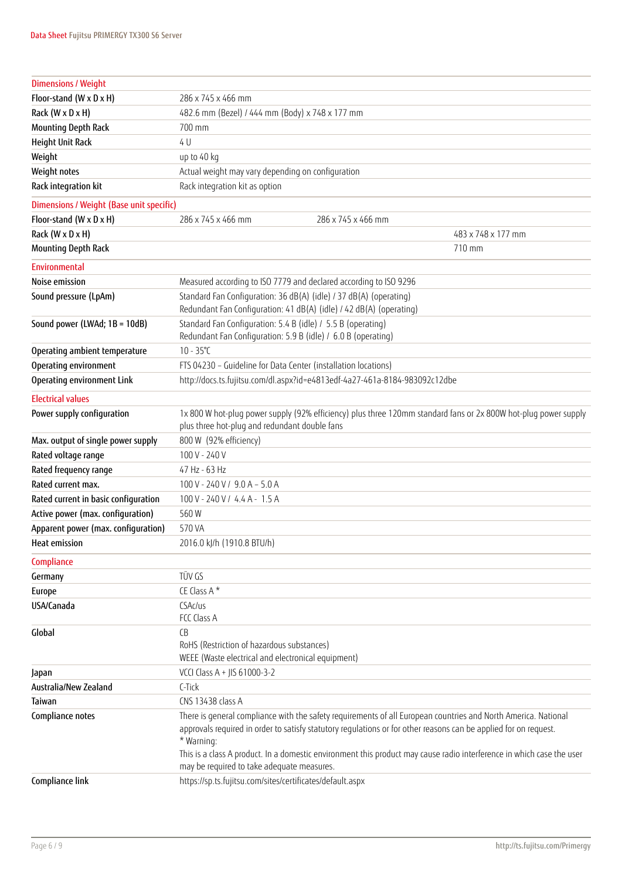| Dimensions / Weight | | | |
|---|---|---|---|
| Floor-stand (W x D x H) | 286 x 745 x 466 mm | | |
| Rack (W x D x H) | 482.6 mm (Bezel) / 444 mm (Body) x 748 x 177 mm | | |
| Mounting Depth Rack | 700 mm | | |
| Height Unit Rack | 4 U | | |
| Weight | up to 40 kg | | |
| Weight notes | Actual weight may vary depending on configuration | | |
| Rack integration kit | Rack integration kit as option | | |

| Dimensions / Weight (Base unit specific) | | | |
|---|---|---|---|
| Floor-stand (W x D x H) | 286 x 745 x 466 mm | 286 x 745 x 466 mm | |
| Rack (W x D x H) | | | 483 x 748 x 177 mm |
| Mounting Depth Rack | | | 710 mm |

| Environmental | |
|---|---|
| Noise emission | Measured according to ISO 7779 and declared according to ISO 9296 |
| Sound pressure (LpAm) | Standard Fan Configuration: 36 dB(A) (idle) / 37 dB(A) (operating)<br>Redundant Fan Configuration: 41 dB(A) (idle) / 42 dB(A) (operating) |
| Sound power (LWAd; 1B = 10dB) | Standard Fan Configuration: 5.4 B (idle) / 5.5 B (operating)<br>Redundant Fan Configuration: 5.9 B (idle) / 6.0 B (operating) |
| Operating ambient temperature | 10 - 35°C |
| Operating environment | FTS 04230 – Guideline for Data Center (installation locations) |
| Operating environment Link | http://docs.ts.fujitsu.com/dl.aspx?id=e4813edf-4a27-461a-8184-983092c12dbe |

| Electrical values | |
|---|---|
| Power supply configuration | 1x 800 W hot-plug power supply (92% efficiency) plus three 120mm standard fans or 2x 800W hot-plug power supply plus three hot-plug and redundant double fans |
| Max. output of single power supply | 800 W (92% efficiency) |
| Rated voltage range | 100 V - 240 V |
| Rated frequency range | 47 Hz - 63 Hz |
| Rated current max. | 100 V - 240 V / 9.0 A – 5.0 A |
| Rated current in basic configuration | 100 V - 240 V / 4.4 A - 1.5 A |
| Active power (max. configuration) | 560 W |
| Apparent power (max. configuration) | 570 VA |
| Heat emission | 2016.0 kJ/h (1910.8 BTU/h) |

| Compliance | |
|---|---|
| Germany | TÜV GS |
| Europe | CE Class A * |
| USA/Canada | CSAc/us<br>FCC Class A |
| Global | CB<br>RoHS (Restriction of hazardous substances)<br>WEEE (Waste electrical and electronical equipment) |
| Japan | VCCI Class A + JIS 61000-3-2 |
| Australia/New Zealand | C-Tick |
| Taiwan | CNS 13438 class A |
| Compliance notes | There is general compliance with the safety requirements of all European countries and North America. National approvals required in order to satisfy statutory regulations or for other reasons can be applied for on request.<br>* Warning:<br>This is a class A product. In a domestic environment this product may cause radio interference in which case the user may be required to take adequate measures. |
| Compliance link | https://sp.ts.fujitsu.com/sites/certificates/default.aspx |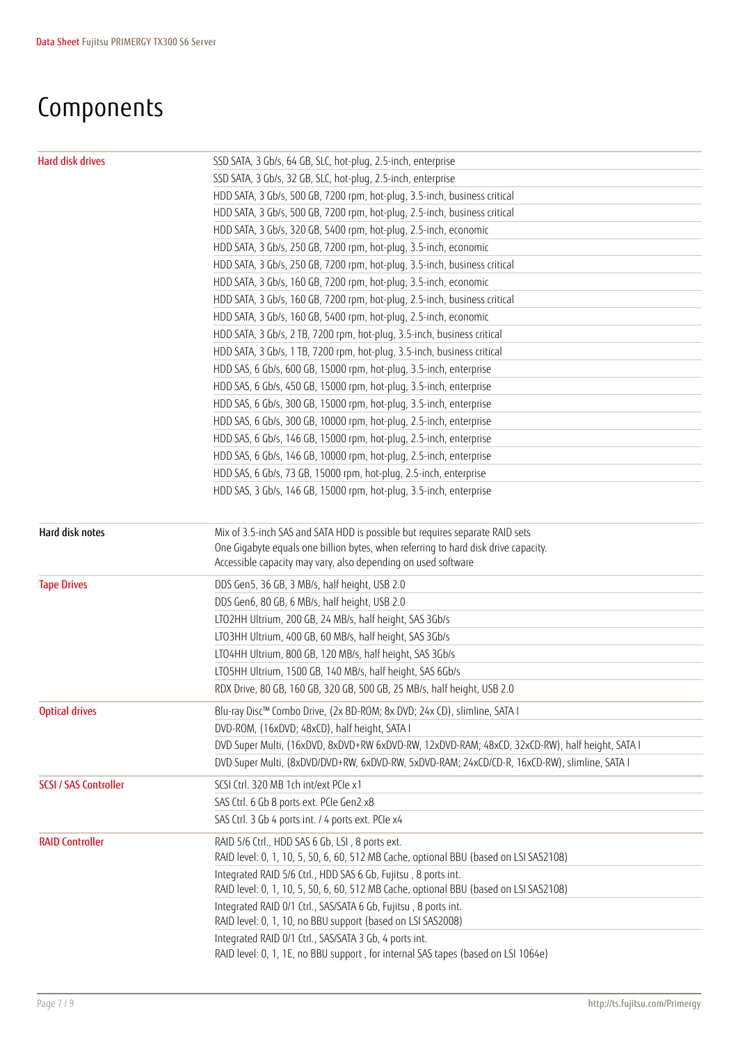# Components

| | |
|---|---|
| **Hard disk drives** | SSD SATA, 3 Gb/s, 64 GB, SLC, hot-plug, 2.5-inch, enterprise |
| | SSD SATA, 3 Gb/s, 32 GB, SLC, hot-plug, 2.5-inch, enterprise |
| | HDD SATA, 3 Gb/s, 500 GB, 7200 rpm, hot-plug, 3.5-inch, business critical |
| | HDD SATA, 3 Gb/s, 500 GB, 7200 rpm, hot-plug, 2.5-inch, business critical |
| | HDD SATA, 3 Gb/s, 320 GB, 5400 rpm, hot-plug, 2.5-inch, economic |
| | HDD SATA, 3 Gb/s, 250 GB, 7200 rpm, hot-plug, 3.5-inch, economic |
| | HDD SATA, 3 Gb/s, 250 GB, 7200 rpm, hot-plug, 3.5-inch, business critical |
| | HDD SATA, 3 Gb/s, 160 GB, 7200 rpm, hot-plug, 3.5-inch, economic |
| | HDD SATA, 3 Gb/s, 160 GB, 7200 rpm, hot-plug, 2.5-inch, business critical |
| | HDD SATA, 3 Gb/s, 160 GB, 5400 rpm, hot-plug, 2.5-inch, economic |
| | HDD SATA, 3 Gb/s, 2 TB, 7200 rpm, hot-plug, 3.5-inch, business critical |
| | HDD SATA, 3 Gb/s, 1 TB, 7200 rpm, hot-plug, 3.5-inch, business critical |
| | HDD SAS, 6 Gb/s, 600 GB, 15000 rpm, hot-plug, 3.5-inch, enterprise |
| | HDD SAS, 6 Gb/s, 450 GB, 15000 rpm, hot-plug, 3.5-inch, enterprise |
| | HDD SAS, 6 Gb/s, 300 GB, 15000 rpm, hot-plug, 3.5-inch, enterprise |
| | HDD SAS, 6 Gb/s, 300 GB, 10000 rpm, hot-plug, 2.5-inch, enterprise |
| | HDD SAS, 6 Gb/s, 146 GB, 15000 rpm, hot-plug, 2.5-inch, enterprise |
| | HDD SAS, 6 Gb/s, 146 GB, 10000 rpm, hot-plug, 2.5-inch, enterprise |
| | HDD SAS, 6 Gb/s, 73 GB, 15000 rpm, hot-plug, 2.5-inch, enterprise |
| | HDD SAS, 3 Gb/s, 146 GB, 15000 rpm, hot-plug, 3.5-inch, enterprise |
| **Hard disk notes** | Mix of 3.5-inch SAS and SATA HDD is possible but requires separate RAID sets<br>One Gigabyte equals one billion bytes, when referring to hard disk drive capacity.<br>Accessible capacity may vary, also depending on used software |
| **Tape Drives** | DDS Gen5, 36 GB, 3 MB/s, half height, USB 2.0 |
| | DDS Gen6, 80 GB, 6 MB/s, half height, USB 2.0 |
| | LTO2HH Ultrium, 200 GB, 24 MB/s, half height, SAS 3Gb/s |
| | LTO3HH Ultrium, 400 GB, 60 MB/s, half height, SAS 3Gb/s |
| | LTO4HH Ultrium, 800 GB, 120 MB/s, half height, SAS 3Gb/s |
| | LTO5HH Ultrium, 1500 GB, 140 MB/s, half height, SAS 6Gb/s |
| | RDX Drive, 80 GB, 160 GB, 320 GB, 500 GB, 25 MB/s, half height, USB 2.0 |
| **Optical drives** | Blu-ray Disc™ Combo Drive, (2x BD-ROM; 8x DVD; 24x CD), slimline, SATA I |
| | DVD-ROM, (16xDVD; 48xCD), half height, SATA I |
| | DVD Super Multi, (16xDVD, 8xDVD+RW 6xDVD-RW, 12xDVD-RAM; 48xCD, 32xCD-RW), half height, SATA I |
| | DVD Super Multi, (8xDVD/DVD+RW, 6xDVD-RW, 5xDVD-RAM; 24xCD/CD-R, 16xCD-RW), slimline, SATA I |
| **SCSI / SAS Controller** | SCSI Ctrl. 320 MB 1ch int/ext PCIe x1 |
| | SAS Ctrl. 6 Gb 8 ports ext. PCIe Gen2 x8 |
| | SAS Ctrl. 3 Gb 4 ports int. / 4 ports ext. PCIe x4 |
| **RAID Controller** | RAID 5/6 Ctrl., HDD SAS 6 Gb, LSI , 8 ports ext.<br>RAID level: 0, 1, 10, 5, 50, 6, 60, 512 MB Cache, optional BBU (based on LSI SAS2108) |
| | Integrated RAID 5/6 Ctrl., HDD SAS 6 Gb, Fujitsu , 8 ports int.<br>RAID level: 0, 1, 10, 5, 50, 6, 60, 512 MB Cache, optional BBU (based on LSI SAS2108) |
| | Integrated RAID 0/1 Ctrl., SAS/SATA 6 Gb, Fujitsu , 8 ports int.<br>RAID level: 0, 1, 10, no BBU support (based on LSI SAS2008) |
| | Integrated RAID 0/1 Ctrl., SAS/SATA 3 Gb, 4 ports int.<br>RAID level: 0, 1, 1E, no BBU support , for internal SAS tapes (based on LSI 1064e) |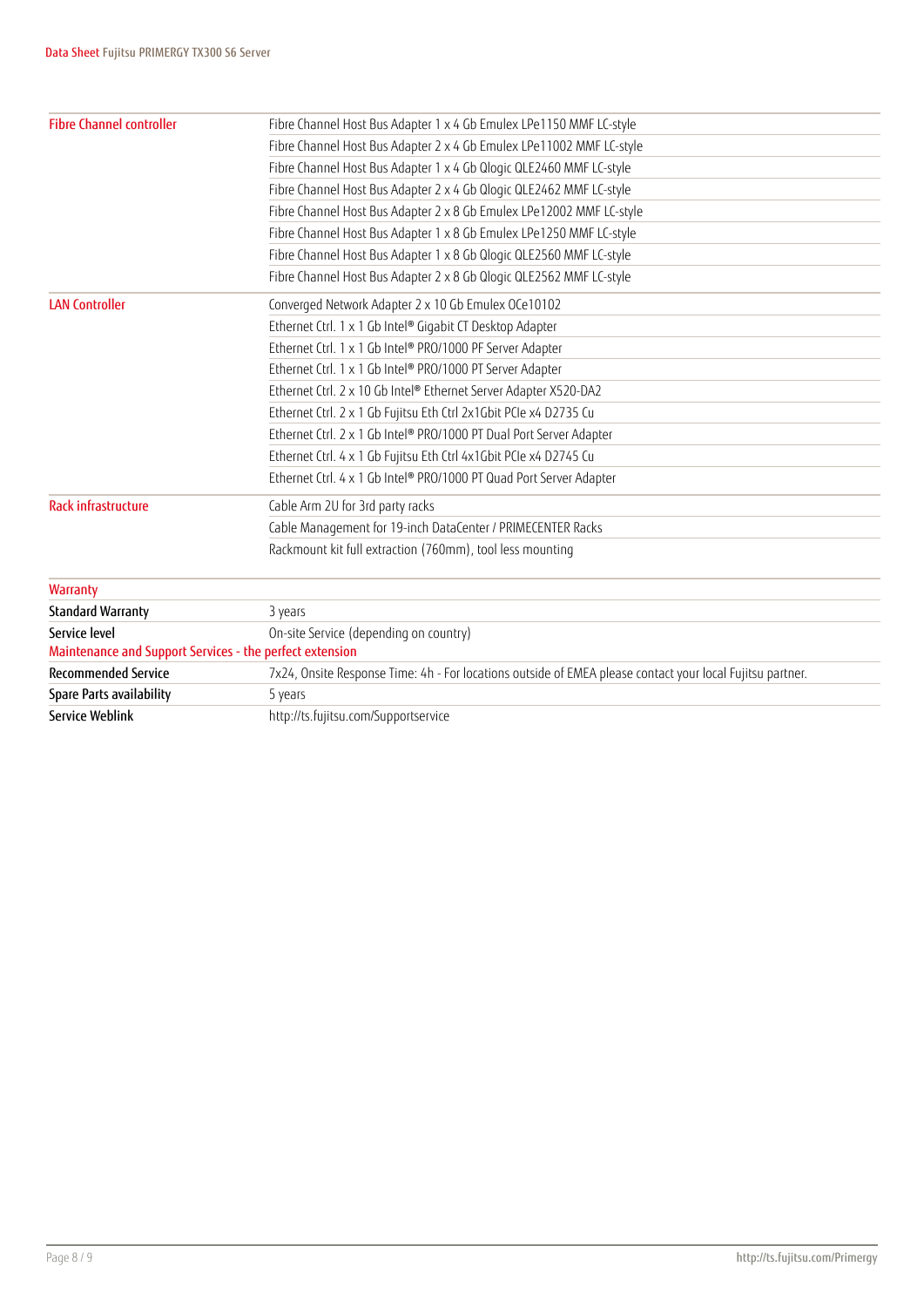| | |
|---|---|
| **Fibre Channel controller** | Fibre Channel Host Bus Adapter 1 x 4 Gb Emulex LPe1150 MMF LC-style |
| | Fibre Channel Host Bus Adapter 2 x 4 Gb Emulex LPe11002 MMF LC-style |
| | Fibre Channel Host Bus Adapter 1 x 4 Gb Qlogic QLE2460 MMF LC-style |
| | Fibre Channel Host Bus Adapter 2 x 4 Gb Qlogic QLE2462 MMF LC-style |
| | Fibre Channel Host Bus Adapter 2 x 8 Gb Emulex LPe12002 MMF LC-style |
| | Fibre Channel Host Bus Adapter 1 x 8 Gb Emulex LPe1250 MMF LC-style |
| | Fibre Channel Host Bus Adapter 1 x 8 Gb Qlogic QLE2560 MMF LC-style |
| | Fibre Channel Host Bus Adapter 2 x 8 Gb Qlogic QLE2562 MMF LC-style |
| **LAN Controller** | Converged Network Adapter 2 x 10 Gb Emulex OCe10102 |
| | Ethernet Ctrl. 1 x 1 Gb Intel® Gigabit CT Desktop Adapter |
| | Ethernet Ctrl. 1 x 1 Gb Intel® PRO/1000 PF Server Adapter |
| | Ethernet Ctrl. 1 x 1 Gb Intel® PRO/1000 PT Server Adapter |
| | Ethernet Ctrl. 2 x 10 Gb Intel® Ethernet Server Adapter X520-DA2 |
| | Ethernet Ctrl. 2 x 1 Gb Fujitsu Eth Ctrl 2x1Gbit PCIe x4 D2735 Cu |
| | Ethernet Ctrl. 2 x 1 Gb Intel® PRO/1000 PT Dual Port Server Adapter |
| | Ethernet Ctrl. 4 x 1 Gb Fujitsu Eth Ctrl 4x1Gbit PCIe x4 D2745 Cu |
| | Ethernet Ctrl. 4 x 1 Gb Intel® PRO/1000 PT Quad Port Server Adapter |
| **Rack infrastructure** | Cable Arm 2U for 3rd party racks |
| | Cable Management for 19-inch DataCenter / PRIMECENTER Racks |
| | Rackmount kit full extraction (760mm), tool less mounting |

## Warranty

| | |
|---|---|
| **Standard Warranty** | 3 years |
| **Service level** | On-site Service (depending on country) |

### Maintenance and Support Services - the perfect extension

| | |
|---|---|
| **Recommended Service** | 7x24, Onsite Response Time: 4h - For locations outside of EMEA please contact your local Fujitsu partner. |
| **Spare Parts availability** | 5 years |
| **Service Weblink** | http://ts.fujitsu.com/Supportservice |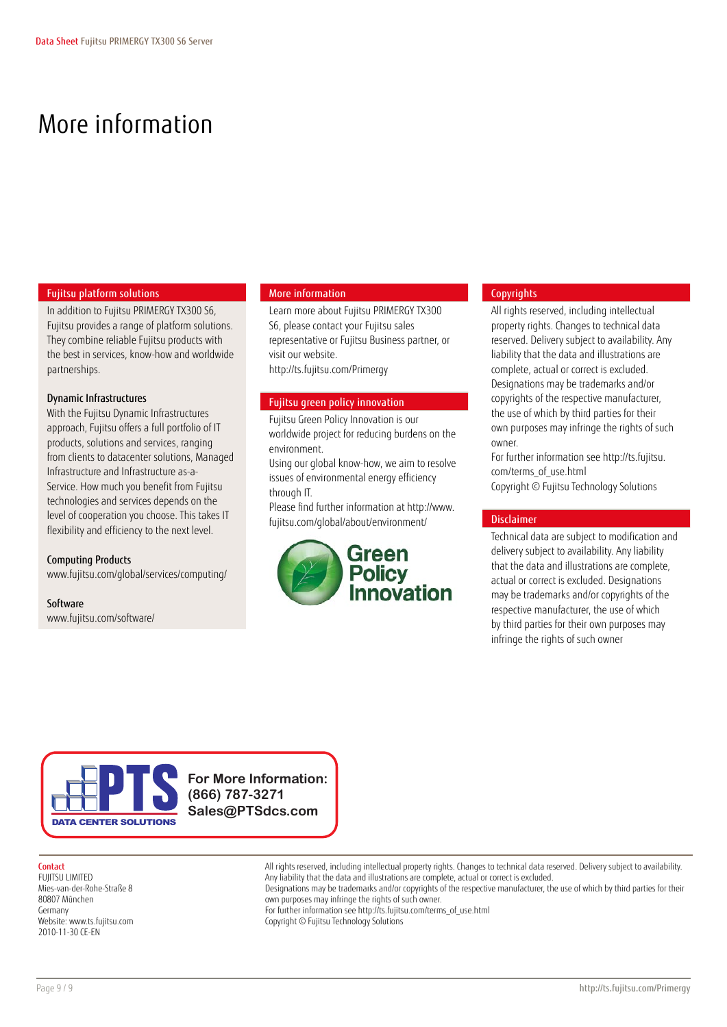# More information

## Fujitsu platform solutions

In addition to Fujitsu PRIMERGY TX300 S6, Fujitsu provides a range of platform solutions. They combine reliable Fujitsu products with the best in services, know-how and worldwide partnerships.

### Dynamic Infrastructures

With the Fujitsu Dynamic Infrastructures approach, Fujitsu offers a full portfolio of IT products, solutions and services, ranging from clients to datacenter solutions, Managed Infrastructure and Infrastructure as-a-Service. How much you benefit from Fujitsu technologies and services depends on the level of cooperation you choose. This takes IT flexibility and efficiency to the next level.

### Computing Products

www.fujitsu.com/global/services/computing/

### Software

www.fujitsu.com/software/

## More information

Learn more about Fujitsu PRIMERGY TX300 S6, please contact your Fujitsu sales representative or Fujitsu Business partner, or visit our website.
http://ts.fujitsu.com/Primergy

## Fujitsu green policy innovation

Fujitsu Green Policy Innovation is our worldwide project for reducing burdens on the environment.
Using our global know-how, we aim to resolve issues of environmental energy efficiency through IT.
Please find further information at http://www.fujitsu.com/global/about/environment/

Green Policy Innovation

## Copyrights

All rights reserved, including intellectual property rights. Changes to technical data reserved. Delivery subject to availability. Any liability that the data and illustrations are complete, actual or correct is excluded. Designations may be trademarks and/or copyrights of the respective manufacturer, the use of which by third parties for their own purposes may infringe the rights of such owner.
For further information see http://ts.fujitsu.com/terms_of_use.html
Copyright © Fujitsu Technology Solutions

## Disclaimer

Technical data are subject to modification and delivery subject to availability. Any liability that the data and illustrations are complete, actual or correct is excluded. Designations may be trademarks and/or copyrights of the respective manufacturer, the use of which by third parties for their own purposes may infringe the rights of such owner

PTS DATA CENTER SOLUTIONS
**For More Information:**
**(866) 787-3271**
**Sales@PTSdcs.com**

**Contact**
FUJITSU LIMITED
Mies-van-der-Rohe-Straße 8
80807 München
Germany
Website: www.ts.fujitsu.com
2010-11-30 CE-EN

All rights reserved, including intellectual property rights. Changes to technical data reserved. Delivery subject to availability. Any liability that the data and illustrations are complete, actual or correct is excluded.
Designations may be trademarks and/or copyrights of the respective manufacturer, the use of which by third parties for their own purposes may infringe the rights of such owner.
For further information see http://ts.fujitsu.com/terms_of_use.html
Copyright © Fujitsu Technology Solutions